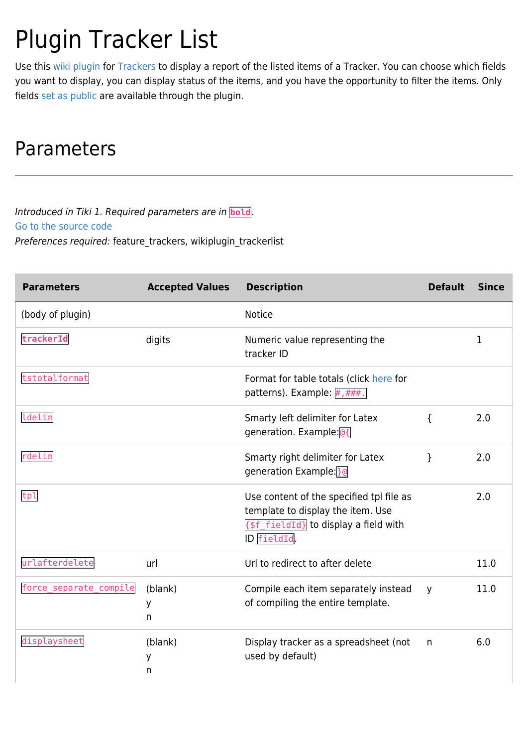# Plugin Tracker List

Use this wiki plugin for Trackers to display a report of the listed items of a Tracker. You can choose which fields you want to display, you can display status of the items, and you have the opportunity to filter the items. Only fields set as public are available through the plugin.

## Parameters

*Introduced in Tiki 1. Required parameters are in* **`bold`**.
Go to the source code
*Preferences required:* feature_trackers, wikiplugin_trackerlist

| Parameters | Accepted Values | Description | Default | Since |
|---|---|---|---|---|
| (body of plugin) | | Notice | | |
| **`trackerId`** | digits | Numeric value representing the tracker ID | | 1 |
| `tstotalformat` | | Format for table totals (click here for patterns). Example: `#,###.` | | |
| `ldelim` | | Smarty left delimiter for Latex generation. Example:`@{` | { | 2.0 |
| `rdelim` | | Smarty right delimiter for Latex generation Example:`}@` | } | 2.0 |
| `tpl` | | Use content of the specified tpl file as template to display the item. Use `{$f_fieldId}` to display a field with ID `fieldId`. | | 2.0 |
| `urlafterdelete` | url | Url to redirect to after delete | | 11.0 |
| `force_separate_compile` | (blank)<br>y<br>n | Compile each item separately instead of compiling the entire template. | y | 11.0 |
| `displaysheet` | (blank)<br>y<br>n | Display tracker as a spreadsheet (not used by default) | n | 6.0 |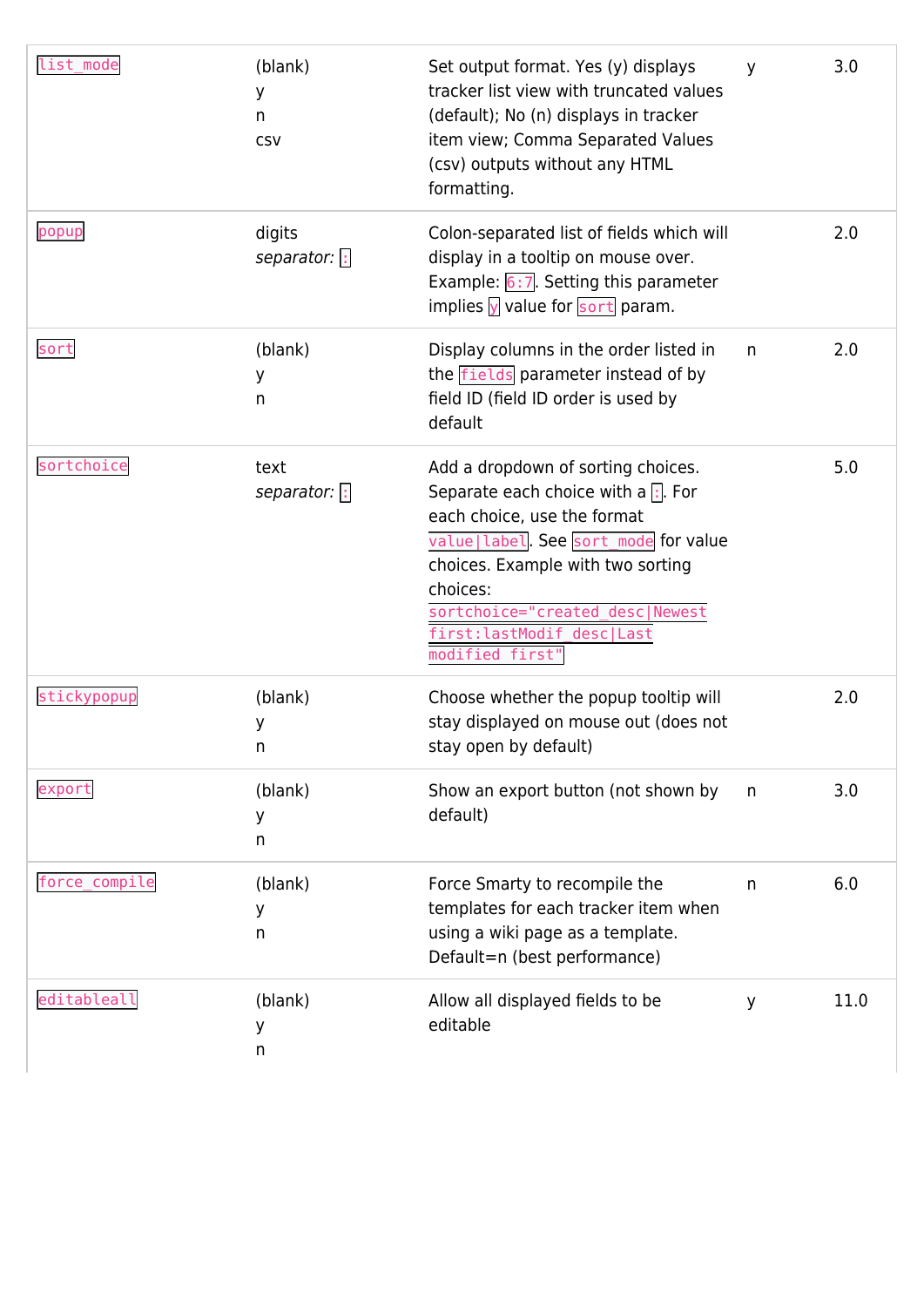| `list_mode` | (blank)<br>y<br>n<br>csv | Set output format. Yes (y) displays tracker list view with truncated values (default); No (n) displays in tracker item view; Comma Separated Values (csv) outputs without any HTML formatting. | y | 3.0 |
|---|---|---|---|---|
| `popup` | digits<br>*separator:* `:` | Colon-separated list of fields which will display in a tooltip on mouse over. Example: `6:7`. Setting this parameter implies `y` value for `sort` param. | | 2.0 |
| `sort` | (blank)<br>y<br>n | Display columns in the order listed in the `fields` parameter instead of by field ID (field ID order is used by default | n | 2.0 |
| `sortchoice` | text<br>*separator:* `:` | Add a dropdown of sorting choices. Separate each choice with a `:`. For each choice, use the format `value\|label`. See `sort_mode` for value choices. Example with two sorting choices: `sortchoice="created_desc\|Newest first:lastModif_desc\|Last modified first"` | | 5.0 |
| `stickypopup` | (blank)<br>y<br>n | Choose whether the popup tooltip will stay displayed on mouse out (does not stay open by default) | | 2.0 |
| `export` | (blank)<br>y<br>n | Show an export button (not shown by default) | n | 3.0 |
| `force_compile` | (blank)<br>y<br>n | Force Smarty to recompile the templates for each tracker item when using a wiki page as a template. Default=n (best performance) | n | 6.0 |
| `editableall` | (blank)<br>y<br>n | Allow all displayed fields to be editable | y | 11.0 |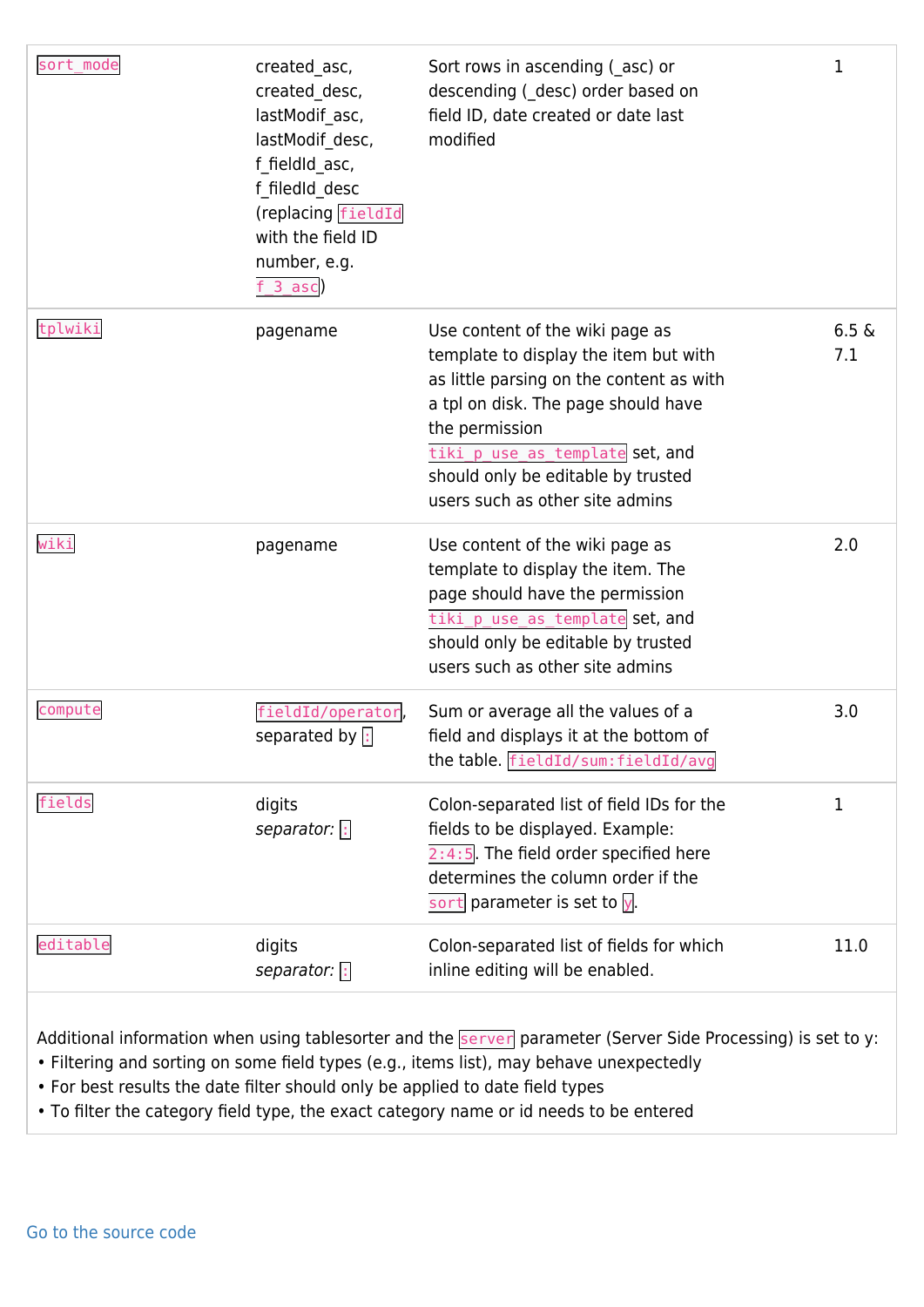| | | | |
|---|---|---|---|
| `sort_mode` | created_asc, created_desc, lastModif_asc, lastModif_desc, f_fieldId_asc, f_filedId_desc (replacing `fieldId` with the field ID number, e.g. `f_3_asc`) | Sort rows in ascending (_asc) or descending (_desc) order based on field ID, date created or date last modified | 1 |
| `tplwiki` | pagename | Use content of the wiki page as template to display the item but with as little parsing on the content as with a tpl on disk. The page should have the permission `tiki_p_use_as_template` set, and should only be editable by trusted users such as other site admins | 6.5 & 7.1 |
| `wiki` | pagename | Use content of the wiki page as template to display the item. The page should have the permission `tiki_p_use_as_template` set, and should only be editable by trusted users such as other site admins | 2.0 |
| `compute` | `fieldId/operator`, separated by `:` | Sum or average all the values of a field and displays it at the bottom of the table. `fieldId/sum:fieldId/avg` | 3.0 |
| `fields` | digits *separator:* `:` | Colon-separated list of field IDs for the fields to be displayed. Example: `2:4:5`. The field order specified here determines the column order if the `sort` parameter is set to `y`. | 1 |
| `editable` | digits *separator:* `:` | Colon-separated list of fields for which inline editing will be enabled. | 11.0 |

Additional information when using tablesorter and the `server` parameter (Server Side Processing) is set to y:
- Filtering and sorting on some field types (e.g., items list), may behave unexpectedly
- For best results the date filter should only be applied to date field types
- To filter the category field type, the exact category name or id needs to be entered

Go to the source code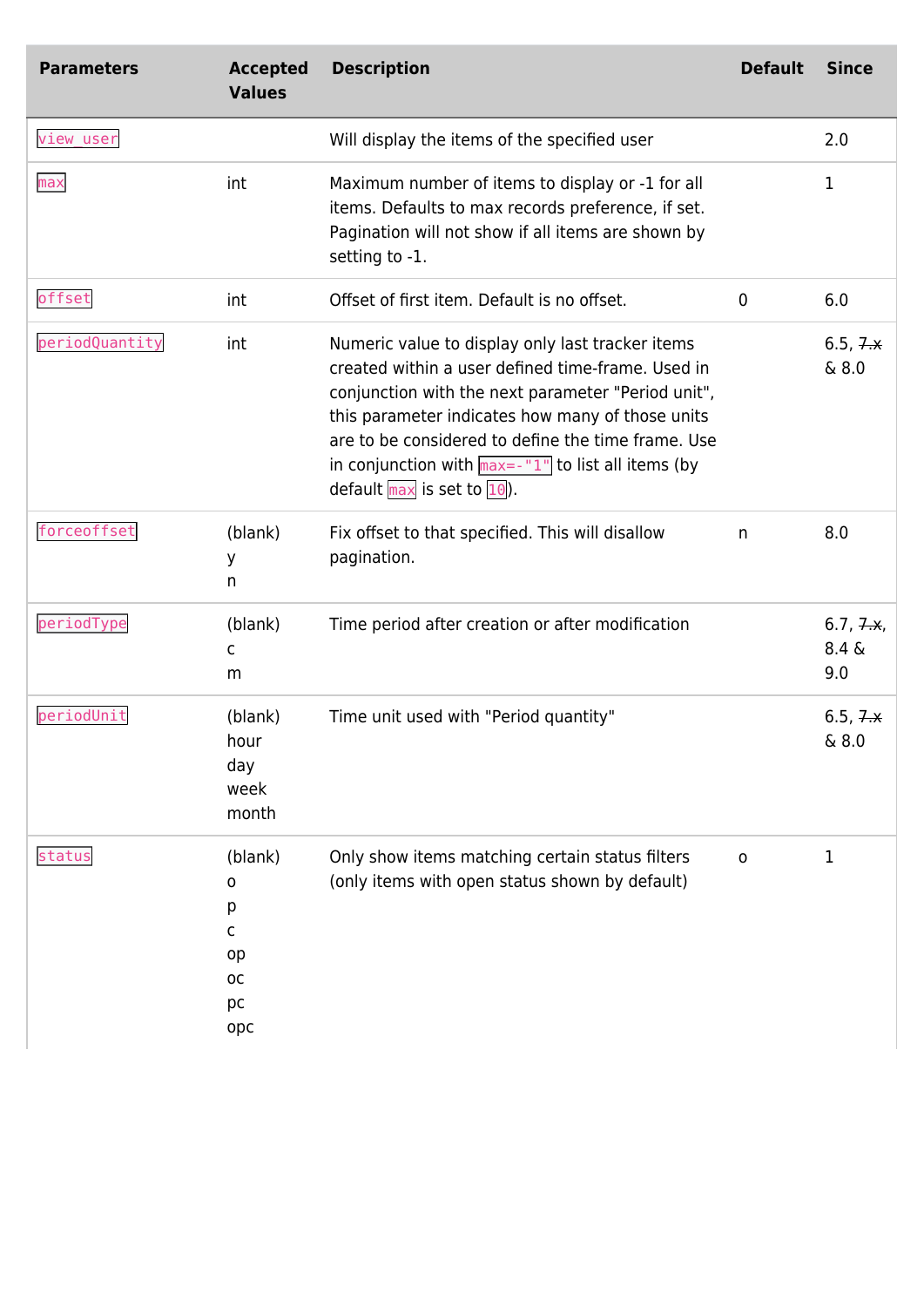| Parameters | Accepted Values | Description | Default | Since |
|---|---|---|---|---|
| `view_user` | | Will display the items of the specified user | | 2.0 |
| `max` | int | Maximum number of items to display or -1 for all items. Defaults to max records preference, if set. Pagination will not show if all items are shown by setting to -1. | | 1 |
| `offset` | int | Offset of first item. Default is no offset. | 0 | 6.0 |
| `periodQuantity` | int | Numeric value to display only last tracker items created within a user defined time-frame. Used in conjunction with the next parameter "Period unit", this parameter indicates how many of those units are to be considered to define the time frame. Use in conjunction with `max=-"1"` to list all items (by default `max` is set to `10`). | | 6.5, ~~7.x~~ & 8.0 |
| `forceoffset` | (blank)<br>y<br>n | Fix offset to that specified. This will disallow pagination. | n | 8.0 |
| `periodType` | (blank)<br>c<br>m | Time period after creation or after modification | | 6.7, ~~7.x~~, 8.4 & 9.0 |
| `periodUnit` | (blank)<br>hour<br>day<br>week<br>month | Time unit used with "Period quantity" | | 6.5, ~~7.x~~ & 8.0 |
| `status` | (blank)<br>o<br>p<br>c<br>op<br>oc<br>pc<br>opc | Only show items matching certain status filters (only items with open status shown by default) | o | 1 |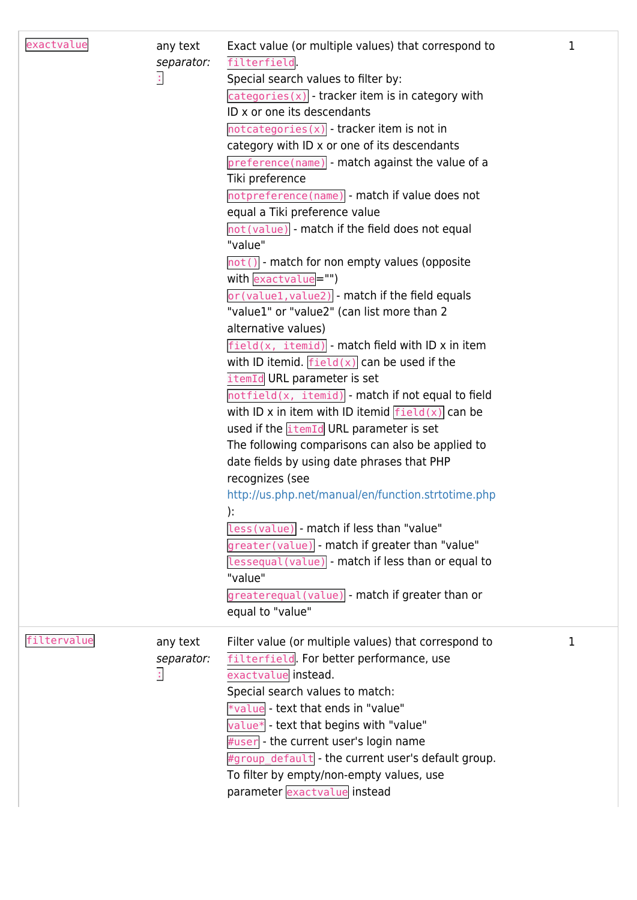| | | | |
|---|---|---|---|
| `exactvalue` | any text *separator:* `:` | Exact value (or multiple values) that correspond to `filterfield`.<br>Special search values to filter by:<br>`categories(x)` - tracker item is in category with ID x or one its descendants<br>`notcategories(x)` - tracker item is not in category with ID x or one of its descendants<br>`preference(name)` - match against the value of a Tiki preference<br>`notpreference(name)` - match if value does not equal a Tiki preference value<br>`not(value)` - match if the field does not equal "value"<br>`not()` - match for non empty values (opposite with `exactvalue`="")<br>`or(value1,value2)` - match if the field equals "value1" or "value2" (can list more than 2 alternative values)<br>`field(x, itemid)` - match field with ID x in item with ID itemid. `field(x)` can be used if the `itemId` URL parameter is set<br>`notfield(x, itemid)` - match if not equal to field with ID x in item with ID itemid `field(x)` can be used if the `itemId` URL parameter is set<br>The following comparisons can also be applied to date fields by using date phrases that PHP recognizes (see http://us.php.net/manual/en/function.strtotime.php ):<br>`less(value)` - match if less than "value"<br>`greater(value)` - match if greater than "value"<br>`lessequal(value)` - match if less than or equal to "value"<br>`greaterequal(value)` - match if greater than or equal to "value" | 1 |
| `filtervalue` | any text *separator:* `:` | Filter value (or multiple values) that correspond to `filterfield`. For better performance, use `exactvalue` instead.<br>Special search values to match:<br>`*value` - text that ends in "value"<br>`value*` - text that begins with "value"<br>`#user` - the current user's login name<br>`#group_default` - the current user's default group.<br>To filter by empty/non-empty values, use parameter `exactvalue` instead | 1 |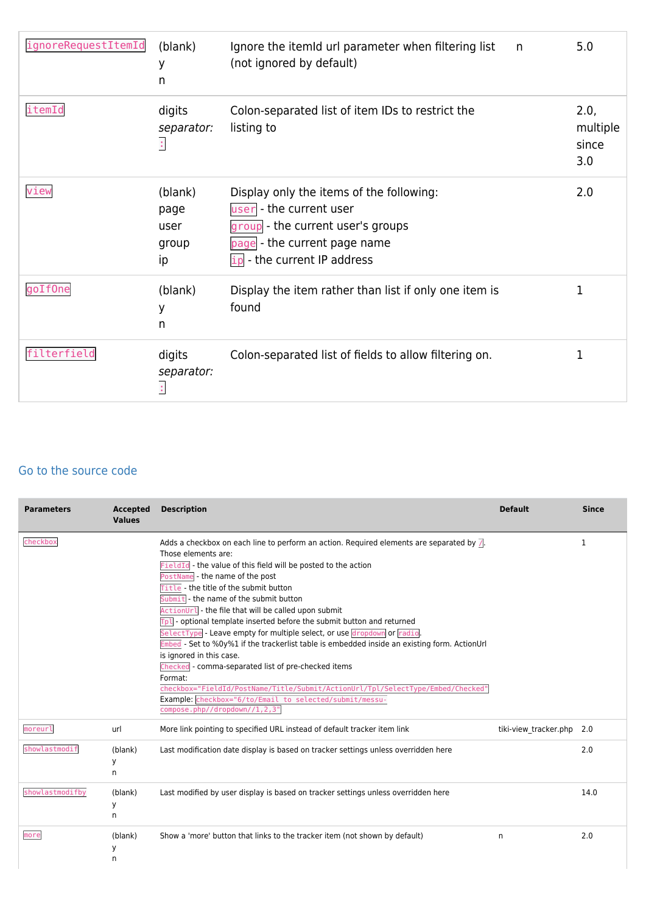| | | | | |
|---|---|---|---|---|
| `ignoreRequestItemId` | (blank)<br>y<br>n | Ignore the itemId url parameter when filtering list (not ignored by default) | n | 5.0 |
| `itemId` | digits<br>*separator:* `:` | Colon-separated list of item IDs to restrict the listing to | | 2.0, multiple since 3.0 |
| `view` | (blank)<br>page<br>user<br>group<br>ip | Display only the items of the following:<br>`user` - the current user<br>`group` - the current user's groups<br>`page` - the current page name<br>`ip` - the current IP address | | 2.0 |
| `goIfOne` | (blank)<br>y<br>n | Display the item rather than list if only one item is found | | 1 |
| `filterfield` | digits<br>*separator:* `:` | Colon-separated list of fields to allow filtering on. | | 1 |

Go to the source code

| Parameters | Accepted Values | Description | Default | Since |
|---|---|---|---|---|
| `checkbox` | | Adds a checkbox on each line to perform an action. Required elements are separated by `/`. Those elements are:<br>`FieldId` - the value of this field will be posted to the action<br>`PostName` - the name of the post<br>`Title` - the title of the submit button<br>`Submit` - the name of the submit button<br>`ActionUrl` - the file that will be called upon submit<br>`Tpl` - optional template inserted before the submit button and returned<br>`SelectType` - Leave empty for multiple select, or use `dropdown` or `radio`.<br>`Embed` - Set to %0y%1 if the trackerlist table is embedded inside an existing form. ActionUrl is ignored in this case.<br>`Checked` - comma-separated list of pre-checked items<br>Format:<br>`checkbox="FieldId/PostName/Title/Submit/ActionUrl/Tpl/SelectType/Embed/Checked"`<br>Example: `checkbox="6/to/Email to selected/submit/messu-compose.php//dropdown//1,2,3"` | | 1 |
| `moreurl` | url | More link pointing to specified URL instead of default tracker item link | tiki-view_tracker.php | 2.0 |
| `showlastmodif` | (blank)<br>y<br>n | Last modification date display is based on tracker settings unless overridden here | | 2.0 |
| `showlastmodifby` | (blank)<br>y<br>n | Last modified by user display is based on tracker settings unless overridden here | | 14.0 |
| `more` | (blank)<br>y<br>n | Show a 'more' button that links to the tracker item (not shown by default) | n | 2.0 |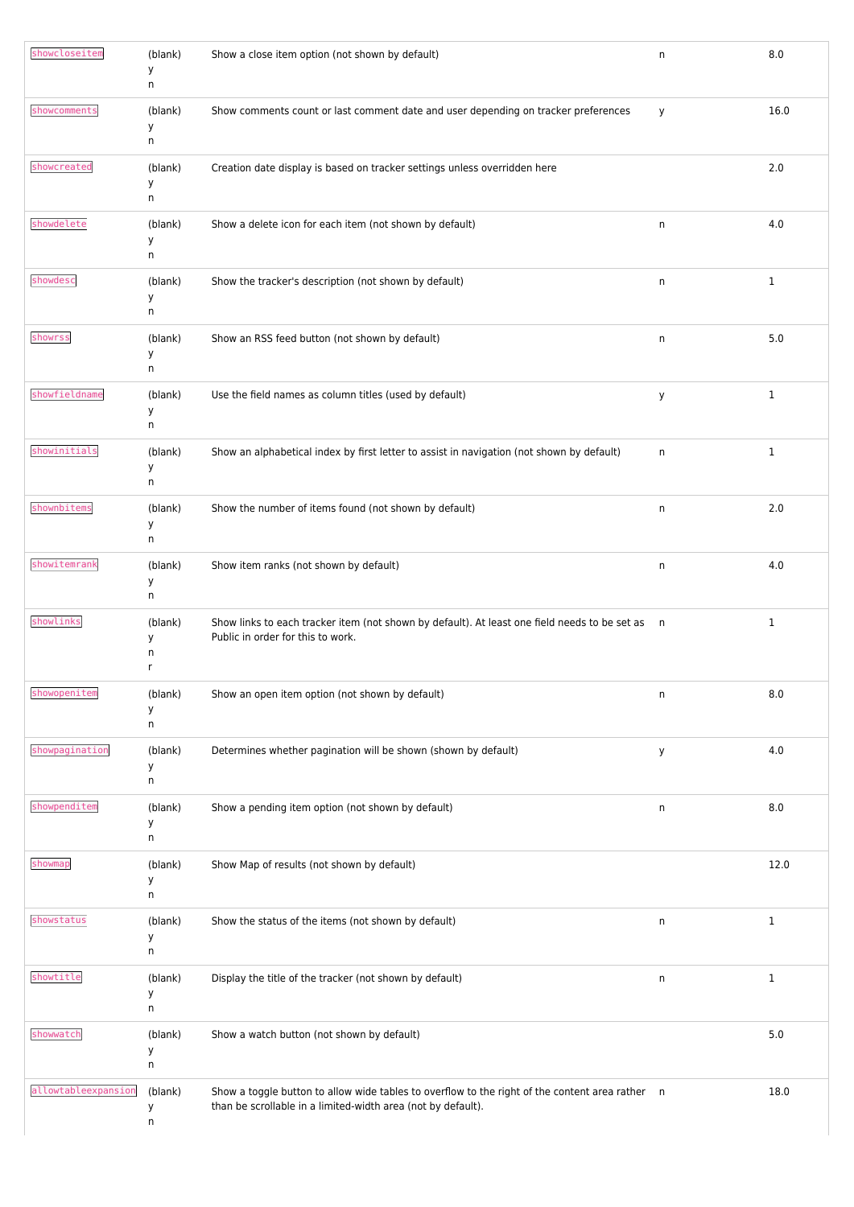| | | | | |
|---|---|---|---|---|
| `showcloseitem` | (blank)<br>y<br>n | Show a close item option (not shown by default) | n | 8.0 |
| `showcomments` | (blank)<br>y<br>n | Show comments count or last comment date and user depending on tracker preferences | y | 16.0 |
| `showcreated` | (blank)<br>y<br>n | Creation date display is based on tracker settings unless overridden here | | 2.0 |
| `showdelete` | (blank)<br>y<br>n | Show a delete icon for each item (not shown by default) | n | 4.0 |
| `showdesc` | (blank)<br>y<br>n | Show the tracker's description (not shown by default) | n | 1 |
| `showrss` | (blank)<br>y<br>n | Show an RSS feed button (not shown by default) | n | 5.0 |
| `showfieldname` | (blank)<br>y<br>n | Use the field names as column titles (used by default) | y | 1 |
| `showinitials` | (blank)<br>y<br>n | Show an alphabetical index by first letter to assist in navigation (not shown by default) | n | 1 |
| `shownbitems` | (blank)<br>y<br>n | Show the number of items found (not shown by default) | n | 2.0 |
| `showitemrank` | (blank)<br>y<br>n | Show item ranks (not shown by default) | n | 4.0 |
| `showlinks` | (blank)<br>y<br>n<br>r | Show links to each tracker item (not shown by default). At least one field needs to be set as Public in order for this to work. | n | 1 |
| `showopenitem` | (blank)<br>y<br>n | Show an open item option (not shown by default) | n | 8.0 |
| `showpagination` | (blank)<br>y<br>n | Determines whether pagination will be shown (shown by default) | y | 4.0 |
| `showpenditem` | (blank)<br>y<br>n | Show a pending item option (not shown by default) | n | 8.0 |
| `showmap` | (blank)<br>y<br>n | Show Map of results (not shown by default) | | 12.0 |
| `showstatus` | (blank)<br>y<br>n | Show the status of the items (not shown by default) | n | 1 |
| `showtitle` | (blank)<br>y<br>n | Display the title of the tracker (not shown by default) | n | 1 |
| `showwatch` | (blank)<br>y<br>n | Show a watch button (not shown by default) | | 5.0 |
| `allowtableexpansion` | (blank)<br>y<br>n | Show a toggle button to allow wide tables to overflow to the right of the content area rather than be scrollable in a limited-width area (not by default). | n | 18.0 |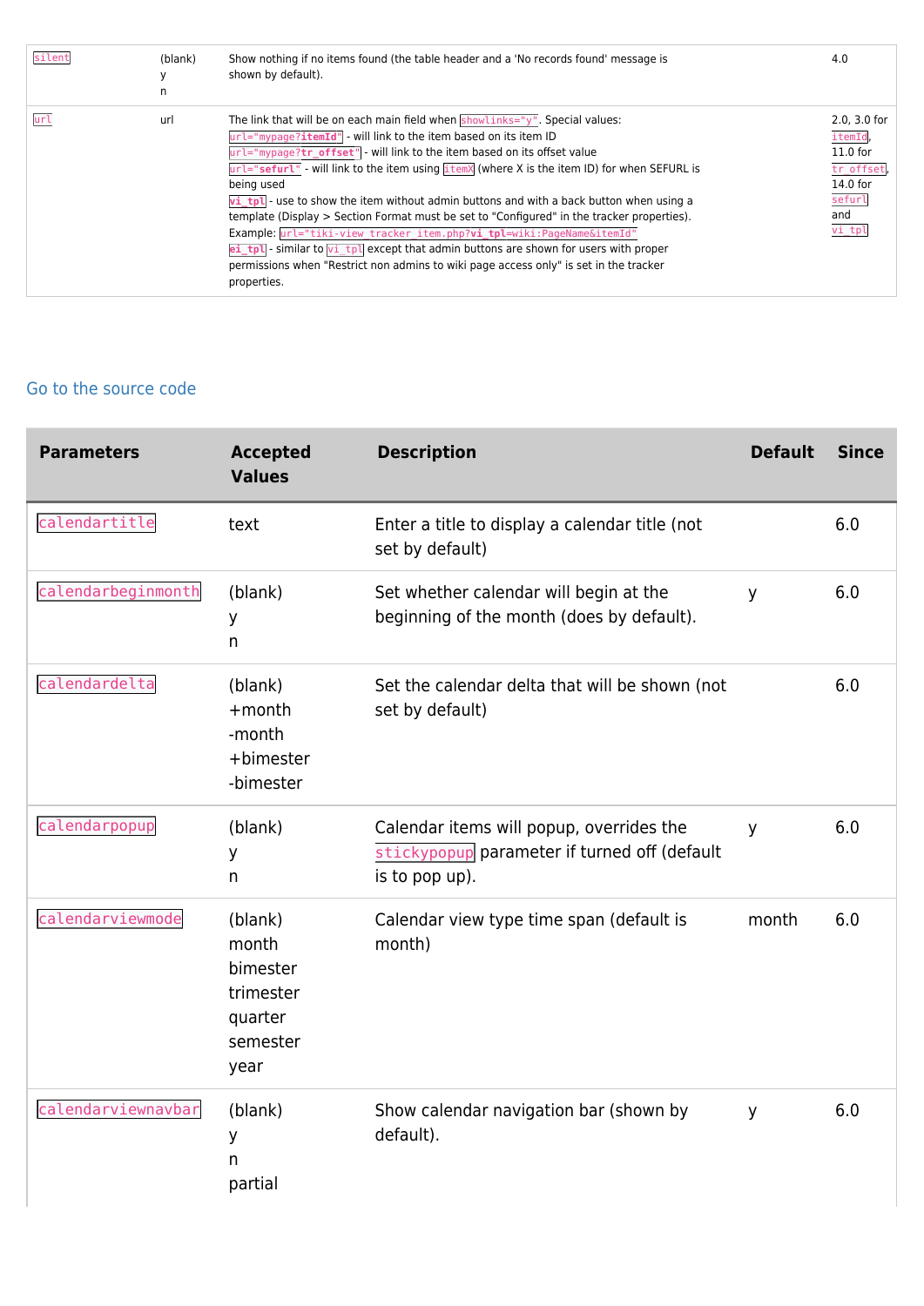| | | | |
|---|---|---|---|
| `silent` | (blank)<br>y<br>n | Show nothing if no items found (the table header and a 'No records found' message is shown by default). | 4.0 |
| `url` | url | The link that will be on each main field when `showlinks="y"`. Special values:<br>`url="mypage?itemId"` - will link to the item based on its item ID<br>`url="mypage?tr_offset"` - will link to the item based on its offset value<br>`url="sefurl"` - will link to the item using `itemX` (where X is the item ID) for when SEFURL is being used<br>`vi_tpl` - use to show the item without admin buttons and with a back button when using a template (Display > Section Format must be set to "Configured" in the tracker properties).<br>Example: `url="tiki-view_tracker_item.php?vi_tpl=wiki:PageName&itemId"`<br>`ei_tpl` - similar to `vi_tpl` except that admin buttons are shown for users with proper permissions when "Restrict non admins to wiki page access only" is set in the tracker properties. | 2.0, 3.0 for `itemId`, 11.0 for `tr_offset`, 14.0 for `sefurl` and `vi_tpl` |

Go to the source code

| Parameters | Accepted Values | Description | Default | Since |
|---|---|---|---|---|
| `calendartitle` | text | Enter a title to display a calendar title (not set by default) | | 6.0 |
| `calendarbeginmonth` | (blank)<br>y<br>n | Set whether calendar will begin at the beginning of the month (does by default). | y | 6.0 |
| `calendardelta` | (blank)<br>+month<br>-month<br>+bimester<br>-bimester | Set the calendar delta that will be shown (not set by default) | | 6.0 |
| `calendarpopup` | (blank)<br>y<br>n | Calendar items will popup, overrides the `stickypopup` parameter if turned off (default is to pop up). | y | 6.0 |
| `calendarviewmode` | (blank)<br>month<br>bimester<br>trimester<br>quarter<br>semester<br>year | Calendar view type time span (default is month) | month | 6.0 |
| `calendarviewnavbar` | (blank)<br>y<br>n<br>partial | Show calendar navigation bar (shown by default). | y | 6.0 |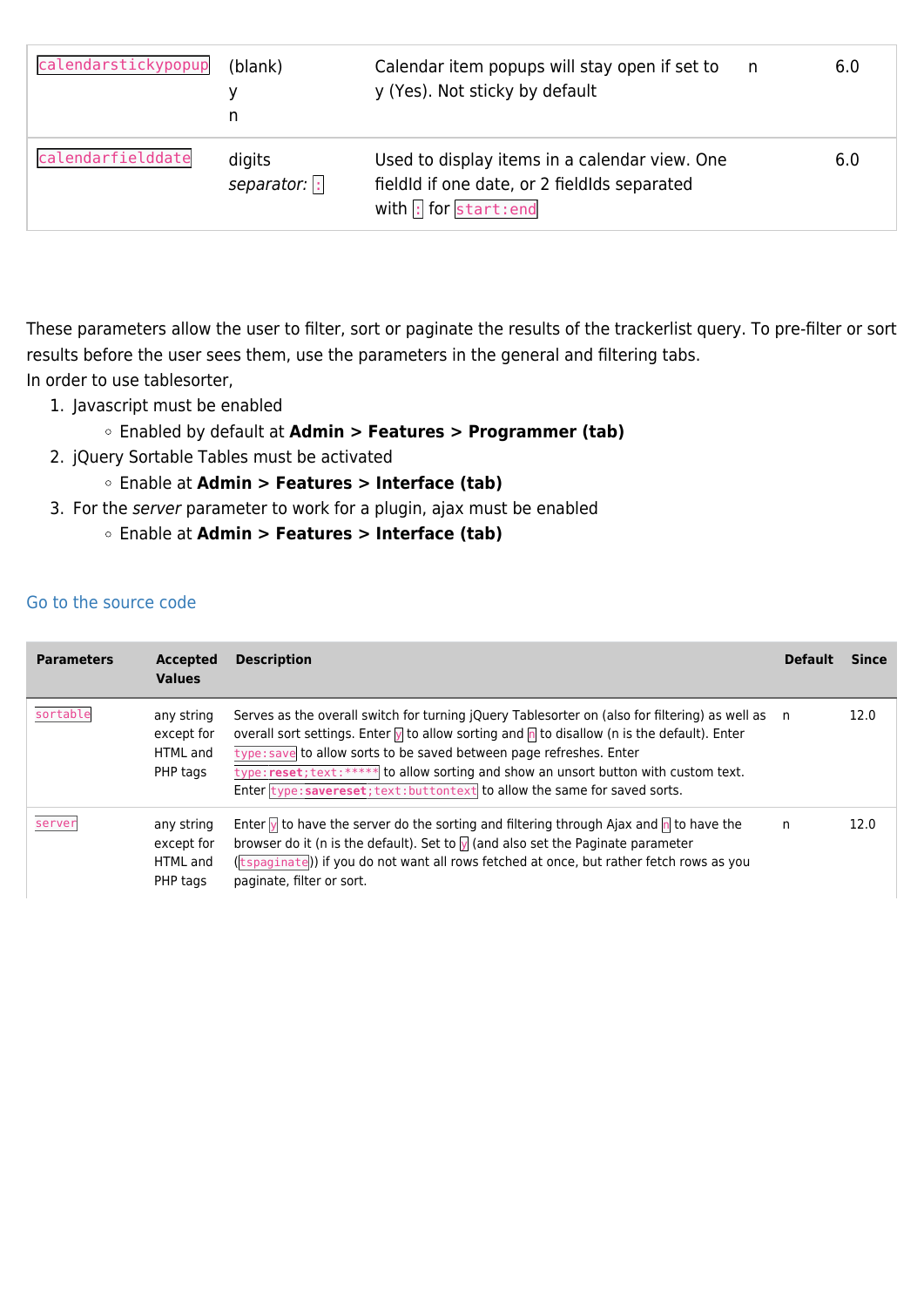| `calendarstickypopup` | (blank)<br>y<br>n | Calendar item popups will stay open if set to y (Yes). Not sticky by default | n | 6.0 |
|---|---|---|---|---|
| `calendarfielddate` | digits<br>*separator:* `:` | Used to display items in a calendar view. One fieldId if one date, or 2 fieldIds separated with `:` for `start:end` | | 6.0 |

These parameters allow the user to filter, sort or paginate the results of the trackerlist query. To pre-filter or sort results before the user sees them, use the parameters in the general and filtering tabs.
In order to use tablesorter,

1. Javascript must be enabled
   - Enabled by default at **Admin > Features > Programmer (tab)**
2. jQuery Sortable Tables must be activated
   - Enable at **Admin > Features > Interface (tab)**
3. For the *server* parameter to work for a plugin, ajax must be enabled
   - Enable at **Admin > Features > Interface (tab)**

Go to the source code

| Parameters | Accepted Values | Description | Default | Since |
|---|---|---|---|---|
| `sortable` | any string except for HTML and PHP tags | Serves as the overall switch for turning jQuery Tablesorter on (also for filtering) as well as overall sort settings. Enter `y` to allow sorting and `n` to disallow (n is the default). Enter `type:save` to allow sorts to be saved between page refreshes. Enter `type:reset;text:*****` to allow sorting and show an unsort button with custom text. Enter `type:savereset;text:buttontext` to allow the same for saved sorts. | n | 12.0 |
| `server` | any string except for HTML and PHP tags | Enter `y` to have the server do the sorting and filtering through Ajax and `n` to have the browser do it (n is the default). Set to `y` (and also set the Paginate parameter (`tspaginate`)) if you do not want all rows fetched at once, but rather fetch rows as you paginate, filter or sort. | n | 12.0 |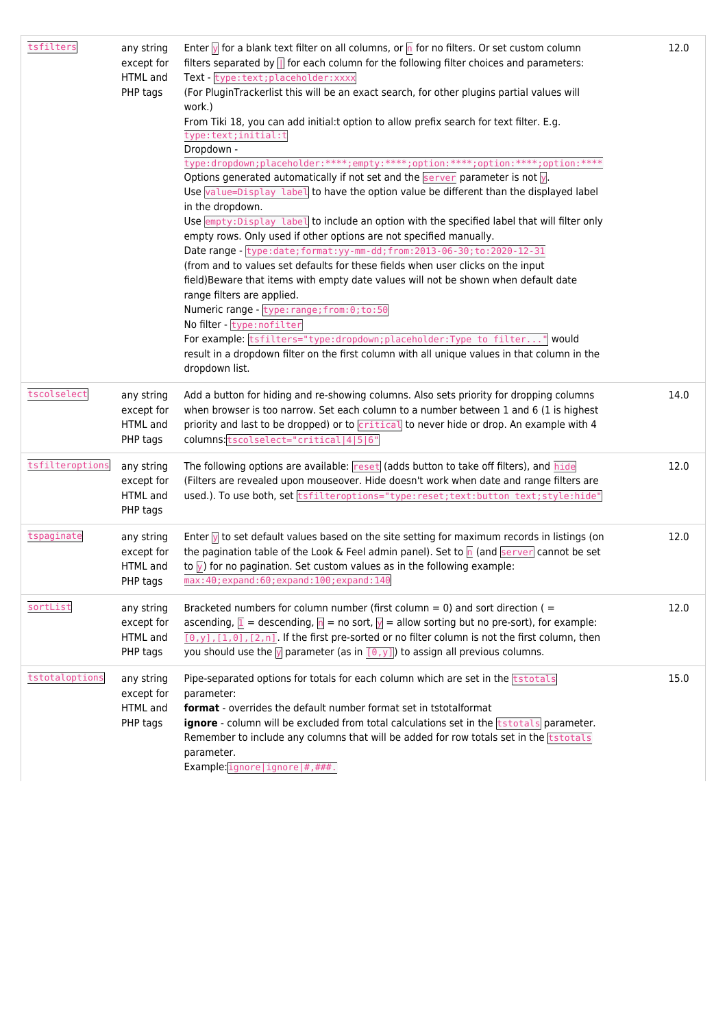| `tsfilters` | any string except for HTML and PHP tags | Enter `y` for a blank text filter on all columns, or `n` for no filters. Or set custom column filters separated by `\|` for each column for the following filter choices and parameters:<br>Text - `type:text;placeholder:xxxx`<br>(For PluginTrackerlist this will be an exact search, for other plugins partial values will work.)<br>From Tiki 18, you can add initial:t option to allow prefix search for text filter. E.g. `type:text;initial:t`<br>Dropdown - `type:dropdown;placeholder:****;empty:****;option:****;option:****;option:****`<br>Options generated automatically if not set and the `server` parameter is not `y`.<br>Use `value=Display label` to have the option value be different than the displayed label in the dropdown.<br>Use `empty:Display label` to include an option with the specified label that will filter only empty rows. Only used if other options are not specified manually.<br>Date range - `type:date;format:yy-mm-dd;from:2013-06-30;to:2020-12-31`<br>(from and to values set defaults for these fields when user clicks on the input field)Beware that items with empty date values will not be shown when default date range filters are applied.<br>Numeric range - `type:range;from:0;to:50`<br>No filter - `type:nofilter`<br>For example: `tsfilters="type:dropdown;placeholder:Type to filter..."` would result in a dropdown filter on the first column with all unique values in that column in the dropdown list. | 12.0 |
|---|---|---|---|
| `tscolselect` | any string except for HTML and PHP tags | Add a button for hiding and re-showing columns. Also sets priority for dropping columns when browser is too narrow. Set each column to a number between 1 and 6 (1 is highest priority and last to be dropped) or to `critical` to never hide or drop. An example with 4 columns:`tscolselect="critical\|4\|5\|6"` | 14.0 |
| `tsfilteroptions` | any string except for HTML and PHP tags | The following options are available: `reset` (adds button to take off filters), and `hide` (Filters are revealed upon mouseover. Hide doesn't work when date and range filters are used.). To use both, set `tsfilteroptions="type:reset;text:button text;style:hide"` | 12.0 |
| `tspaginate` | any string except for HTML and PHP tags | Enter `y` to set default values based on the site setting for maximum records in listings (on the pagination table of the Look & Feel admin panel). Set to `n` (and `server` cannot be set to `y`) for no pagination. Set custom values as in the following example: `max:40;expand:60;expand:100;expand:140` | 12.0 |
| `sortList` | any string except for HTML and PHP tags | Bracketed numbers for column number (first column = 0) and sort direction ( = ascending, `1` = descending, `n` = no sort, `y` = allow sorting but no pre-sort), for example: `[0,y],[1,0],[2,n]`. If the first pre-sorted or no filter column is not the first column, then you should use the `y` parameter (as in `[0,y]`) to assign all previous columns. | 12.0 |
| `tstotaloptions` | any string except for HTML and PHP tags | Pipe-separated options for totals for each column which are set in the `tstotals` parameter:<br>**format** - overrides the default number format set in tstotalformat<br>**ignore** - column will be excluded from total calculations set in the `tstotals` parameter. Remember to include any columns that will be added for row totals set in the `tstotals` parameter.<br>Example:`ignore\|ignore\|#,###.` | 15.0 |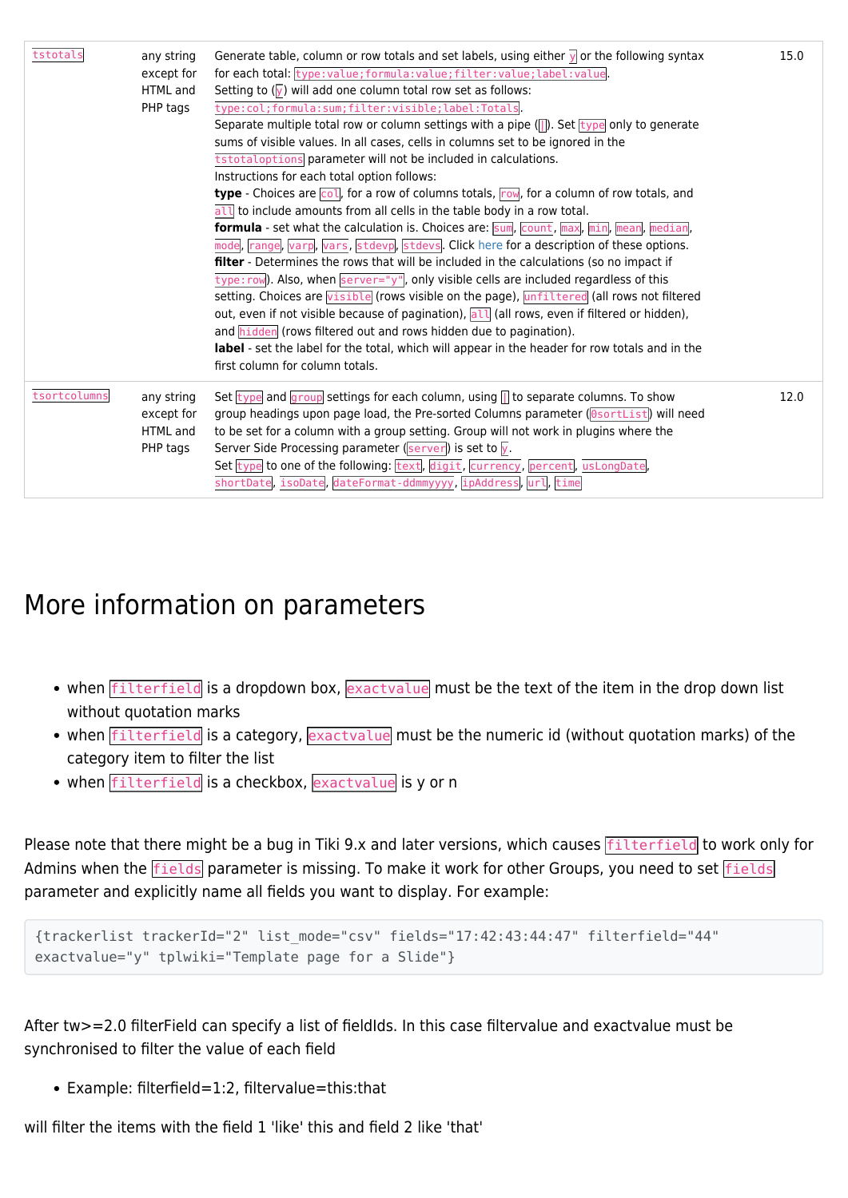| | | | |
|---|---|---|---|
| `tstotals` | any string except for HTML and PHP tags | Generate table, column or row totals and set labels, using either `y` or the following syntax for each total: `type:value;formula:value;filter:value;label:value`.<br>Setting to (`y`) will add one column total row set as follows: `type:col;formula:sum;filter:visible;label:Totals`.<br>Separate multiple total row or column settings with a pipe (`\|`). Set `type` only to generate sums of visible values. In all cases, cells in columns set to be ignored in the `tstotaloptions` parameter will not be included in calculations.<br>Instructions for each total option follows:<br>**type** - Choices are `col`, for a row of columns totals, `row`, for a column of row totals, and `all` to include amounts from all cells in the table body in a row total.<br>**formula** - set what the calculation is. Choices are: `sum`, `count`, `max`, `min`, `mean`, `median`, `mode`, `range`, `varp`, `vars`, `stdevp`, `stdevs`. Click here for a description of these options.<br>**filter** - Determines the rows that will be included in the calculations (so no impact if `type:row`). Also, when `server="y"`, only visible cells are included regardless of this setting. Choices are `visible` (rows visible on the page), `unfiltered` (all rows not filtered out, even if not visible because of pagination), `all` (all rows, even if filtered or hidden), and `hidden` (rows filtered out and rows hidden due to pagination).<br>**label** - set the label for the total, which will appear in the header for row totals and in the first column for column totals. | 15.0 |
| `tsortcolumns` | any string except for HTML and PHP tags | Set `type` and `group` settings for each column, using `\|` to separate columns. To show group headings upon page load, the Pre-sorted Columns parameter (`0sortList`) will need to be set for a column with a group setting. Group will not work in plugins where the Server Side Processing parameter (`server`) is set to `y`.<br>Set `type` to one of the following: `text`, `digit`, `currency`, `percent`, `usLongDate`, `shortDate`, `isoDate`, `dateFormat-ddmmyyyy`, `ipAddress`, `url`, `time` | 12.0 |

# More information on parameters

- when `filterfield` is a dropdown box, `exactvalue` must be the text of the item in the drop down list without quotation marks
- when `filterfield` is a category, `exactvalue` must be the numeric id (without quotation marks) of the category item to filter the list
- when `filterfield` is a checkbox, `exactvalue` is y or n

Please note that there might be a bug in Tiki 9.x and later versions, which causes `filterfield` to work only for Admins when the `fields` parameter is missing. To make it work for other Groups, you need to set `fields` parameter and explicitly name all fields you want to display. For example:

```
{trackerlist trackerId="2" list_mode="csv" fields="17:42:43:44:47" filterfield="44"
exactvalue="y" tplwiki="Template page for a Slide"}
```

After tw>=2.0 filterField can specify a list of fieldIds. In this case filtervalue and exactvalue must be synchronised to filter the value of each field

- Example: filterfield=1:2, filtervalue=this:that

will filter the items with the field 1 'like' this and field 2 like 'that'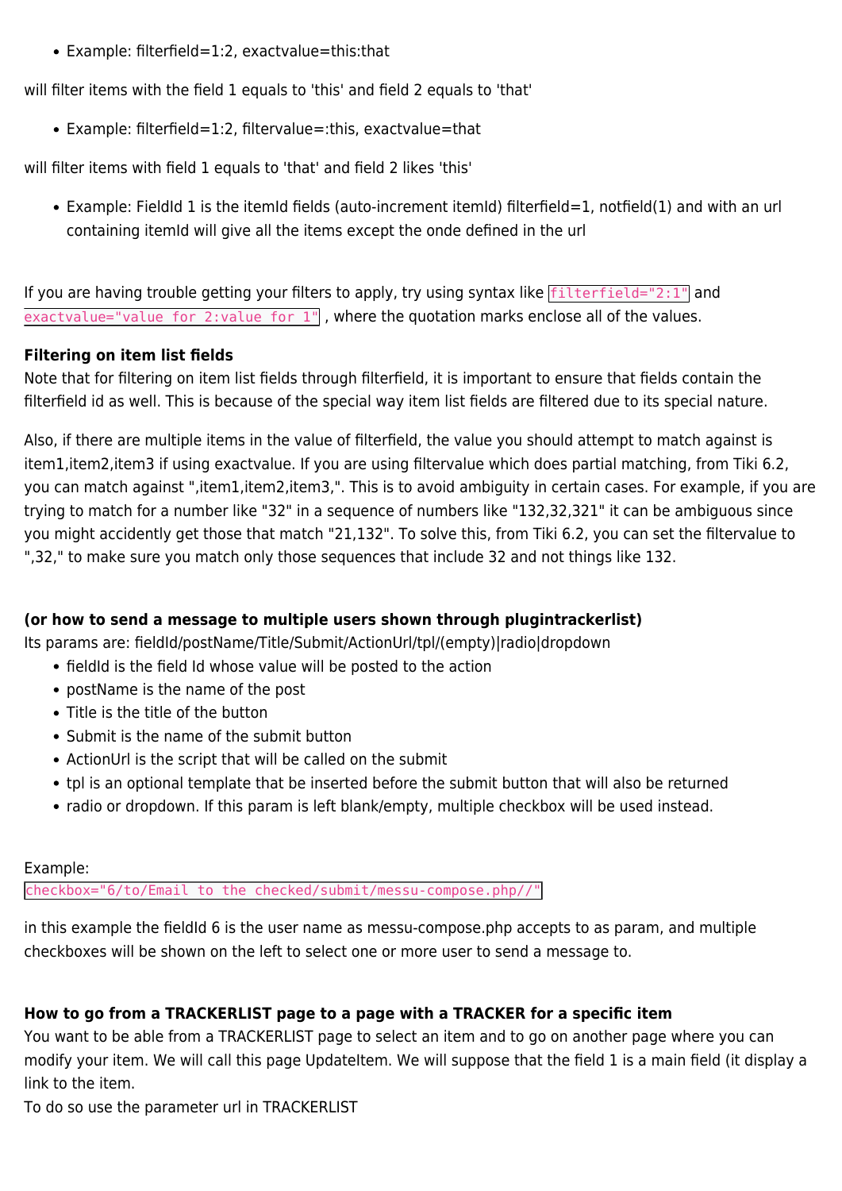- Example: filterfield=1:2, exactvalue=this:that

will filter items with the field 1 equals to 'this' and field 2 equals to 'that'

- Example: filterfield=1:2, filtervalue=:this, exactvalue=that

will filter items with field 1 equals to 'that' and field 2 likes 'this'

- Example: FieldId 1 is the itemId fields (auto-increment itemId) filterfield=1, notfield(1) and with an url containing itemId will give all the items except the onde defined in the url

If you are having trouble getting your filters to apply, try using syntax like `filterfield="2:1"` and `exactvalue="value for 2:value for 1"` , where the quotation marks enclose all of the values.

**Filtering on item list fields**
Note that for filtering on item list fields through filterfield, it is important to ensure that fields contain the filterfield id as well. This is because of the special way item list fields are filtered due to its special nature.

Also, if there are multiple items in the value of filterfield, the value you should attempt to match against is item1,item2,item3 if using exactvalue. If you are using filtervalue which does partial matching, from Tiki 6.2, you can match against ",item1,item2,item3,". This is to avoid ambiguity in certain cases. For example, if you are trying to match for a number like "32" in a sequence of numbers like "132,32,321" it can be ambiguous since you might accidently get those that match "21,132". To solve this, from Tiki 6.2, you can set the filtervalue to ",32," to make sure you match only those sequences that include 32 and not things like 132.

**(or how to send a message to multiple users shown through plugintrackerlist)**
Its params are: fieldId/postName/Title/Submit/ActionUrl/tpl/(empty)|radio|dropdown

- fieldId is the field Id whose value will be posted to the action
- postName is the name of the post
- Title is the title of the button
- Submit is the name of the submit button
- ActionUrl is the script that will be called on the submit
- tpl is an optional template that be inserted before the submit button that will also be returned
- radio or dropdown. If this param is left blank/empty, multiple checkbox will be used instead.

Example:
`checkbox="6/to/Email to the checked/submit/messu-compose.php//"`

in this example the fieldId 6 is the user name as messu-compose.php accepts to as param, and multiple checkboxes will be shown on the left to select one or more user to send a message to.

**How to go from a TRACKERLIST page to a page with a TRACKER for a specific item**
You want to be able from a TRACKERLIST page to select an item and to go on another page where you can modify your item. We will call this page UpdateItem. We will suppose that the field 1 is a main field (it display a link to the item.
To do so use the parameter url in TRACKERLIST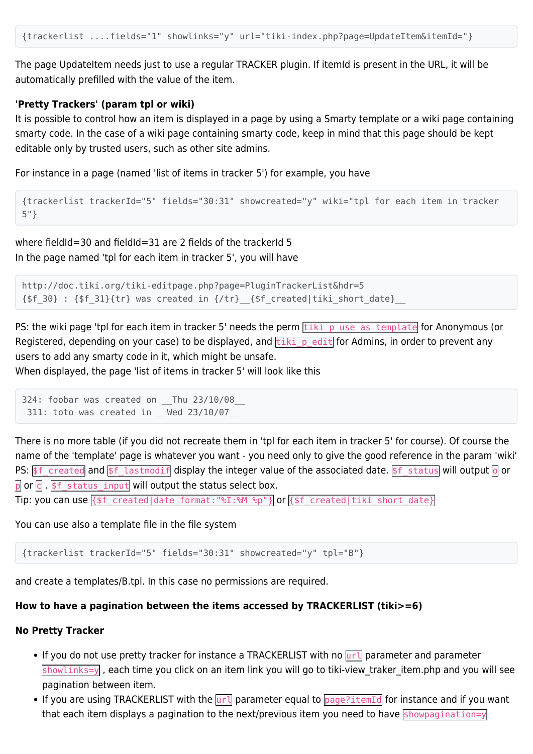```
{trackerlist ....fields="1" showlinks="y" url="tiki-index.php?page=UpdateItem&itemId="}
```

The page UpdateItem needs just to use a regular TRACKER plugin. If itemId is present in the URL, it will be automatically prefilled with the value of the item.

**'Pretty Trackers' (param tpl or wiki)**
It is possible to control how an item is displayed in a page by using a Smarty template or a wiki page containing smarty code. In the case of a wiki page containing smarty code, keep in mind that this page should be kept editable only by trusted users, such as other site admins.

For instance in a page (named 'list of items in tracker 5') for example, you have

```
{trackerlist trackerId="5" fields="30:31" showcreated="y" wiki="tpl for each item in tracker 5"}
```

where fieldId=30 and fieldId=31 are 2 fields of the trackerId 5
In the page named 'tpl for each item in tracker 5', you will have

```
http://doc.tiki.org/tiki-editpage.php?page=PluginTrackerList&hdr=5
{$f_30} : {$f_31}{tr} was created in {/tr}__{$f_created|tiki_short_date}__
```

PS: the wiki page 'tpl for each item in tracker 5' needs the perm `tiki_p_use_as_template` for Anonymous (or Registered, depending on your case) to be displayed, and `tiki_p_edit` for Admins, in order to prevent any users to add any smarty code in it, which might be unsafe.
When displayed, the page 'list of items in tracker 5' will look like this

```
324: foobar was created on __Thu 23/10/08__
 311: toto was created in __Wed 23/10/07__
```

There is no more table (if you did not recreate them in 'tpl for each item in tracker 5' for course). Of course the name of the 'template' page is whatever you want - you need only to give the good reference in the param 'wiki'
PS: `$f_created` and `$f_lastmodif` display the integer value of the associated date. `$f_status` will output `o` or `p` or `c` . `$f_status_input` will output the status select box.
Tip: you can use `{$f_created|date_format:"%I:%M %p"}` or `{$f_created|tiki_short_date}`

You can use also a template file in the file system

```
{trackerlist trackerId="5" fields="30:31" showcreated="y" tpl="B"}
```

and create a templates/B.tpl. In this case no permissions are required.

**How to have a pagination between the items accessed by TRACKERLIST (tiki>=6)**

**No Pretty Tracker**

- If you do not use pretty tracker for instance a TRACKERLIST with no `url` parameter and parameter `showlinks=y` , each time you click on an item link you will go to tiki-view_traker_item.php and you will see pagination between item.
- If you are using TRACKERLIST with the `url` parameter equal to `page?itemId` for instance and if you want that each item displays a pagination to the next/previous item you need to have `showpagination=y`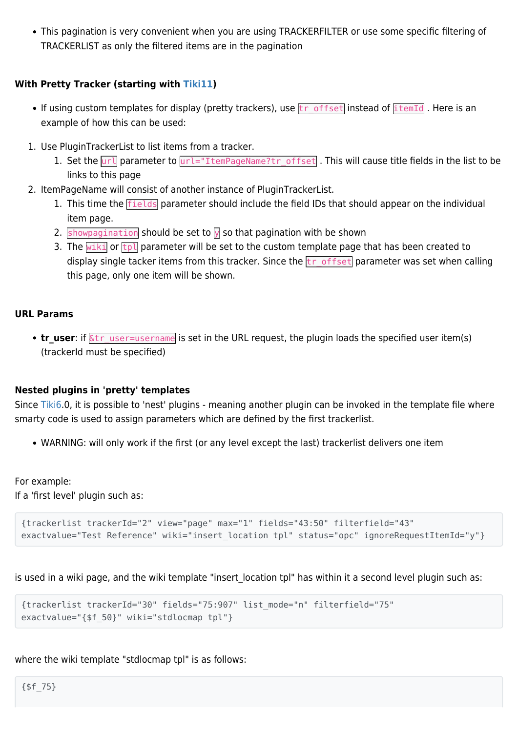- This pagination is very convenient when you are using TRACKERFILTER or use some specific filtering of TRACKERLIST as only the filtered items are in the pagination

#### With Pretty Tracker (starting with Tiki11)

- If using custom templates for display (pretty trackers), use `tr_offset` instead of `itemId` . Here is an example of how this can be used:

1. Use PluginTrackerList to list items from a tracker.
   1. Set the `url` parameter to `url="ItemPageName?tr_offset` . This will cause title fields in the list to be links to this page
2. ItemPageName will consist of another instance of PluginTrackerList.
   1. This time the `fields` parameter should include the field IDs that should appear on the individual item page.
   2. `showpagination` should be set to `y` so that pagination with be shown
   3. The `wiki` or `tpl` parameter will be set to the custom template page that has been created to display single tacker items from this tracker. Since the `tr_offset` parameter was set when calling this page, only one item will be shown.

#### URL Params

- **tr_user**: if `&tr_user=username` is set in the URL request, the plugin loads the specified user item(s) (trackerId must be specified)

#### Nested plugins in 'pretty' templates

Since Tiki6.0, it is possible to 'nest' plugins - meaning another plugin can be invoked in the template file where smarty code is used to assign parameters which are defined by the first trackerlist.

- WARNING: will only work if the first (or any level except the last) trackerlist delivers one item

For example:
If a 'first level' plugin such as:

```
{trackerlist trackerId="2" view="page" max="1" fields="43:50" filterfield="43"
exactvalue="Test Reference" wiki="insert_location tpl" status="opc" ignoreRequestItemId="y"}
```

is used in a wiki page, and the wiki template "insert_location tpl" has within it a second level plugin such as:

```
{trackerlist trackerId="30" fields="75:907" list_mode="n" filterfield="75"
exactvalue="{$f_50}" wiki="stdlocmap tpl"}
```

where the wiki template "stdlocmap tpl" is as follows:

```
{$f_75}
```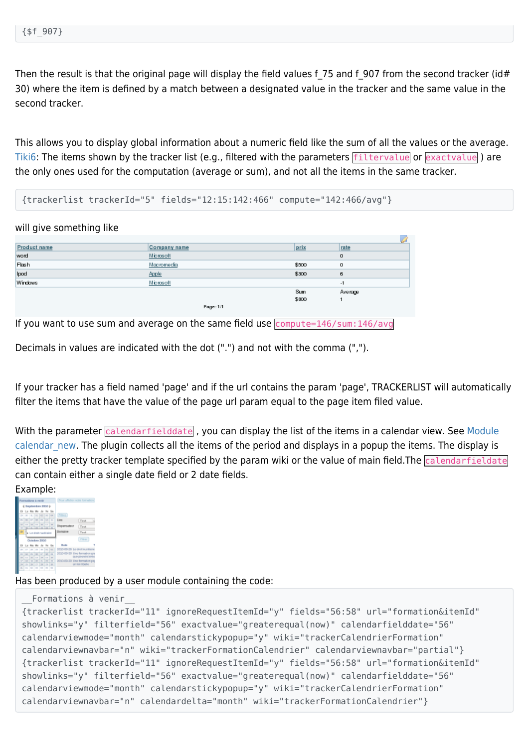```
{$f_907}
```

Then the result is that the original page will display the field values f_75 and f_907 from the second tracker (id# 30) where the item is defined by a match between a designated value in the tracker and the same value in the second tracker.

This allows you to display global information about a numeric field like the sum of all the values or the average. Tiki6: The items shown by the tracker list (e.g., filtered with the parameters `filtervalue` or `exactvalue` ) are the only ones used for the computation (average or sum), and not all the items in the same tracker.

```
{trackerlist trackerId="5" fields="12:15:142:466" compute="142:466/avg"}
```

will give something like

| Product name | Company name | prix | rate |
|---|---|---|---|
| word | Microsoft | | 0 |
| Flash | Macromedia | $500 | 0 |
| Ipod | Apple | $300 | 6 |
| Windows | Microsoft | | -1 |
| | | Sum | Average |
| | | $800 | 1 |

Page: 1/1

If you want to use sum and average on the same field use `compute=146/sum:146/avg`

Decimals in values are indicated with the dot (".") and not with the comma (",").

If your tracker has a field named 'page' and if the url contains the param 'page', TRACKERLIST will automatically filter the items that have the value of the page url param equal to the page item filed value.

With the parameter `calendarfielddate` , you can display the list of the items in a calendar view. See Module calendar_new. The plugin collects all the items of the period and displays in a popup the items. The display is either the pretty tracker template specified by the param wiki or the value of main field.The `calendarfielddate` can contain either a single date field or 2 date fields.

Example:

Has been produced by a user module containing the code:

```
__Formations à venir__
{trackerlist trackerId="11" ignoreRequestItemId="y" fields="56:58" url="formation&itemId"
showlinks="y" filterfield="56" exactvalue="greaterequal(now)" calendarfielddate="56"
calendarviewmode="month" calendarstickypopup="y" wiki="trackerCalendrierFormation"
calendarviewnavbar="n" wiki="trackerFormationCalendrier" calendarviewnavbar="partial"}
{trackerlist trackerId="11" ignoreRequestItemId="y" fields="56:58" url="formation&itemId"
showlinks="y" filterfield="56" exactvalue="greaterequal(now)" calendarfielddate="56"
calendarviewmode="month" calendarstickypopup="y" wiki="trackerCalendrierFormation"
calendarviewnavbar="n" calendardelta="month" wiki="trackerFormationCalendrier"}
```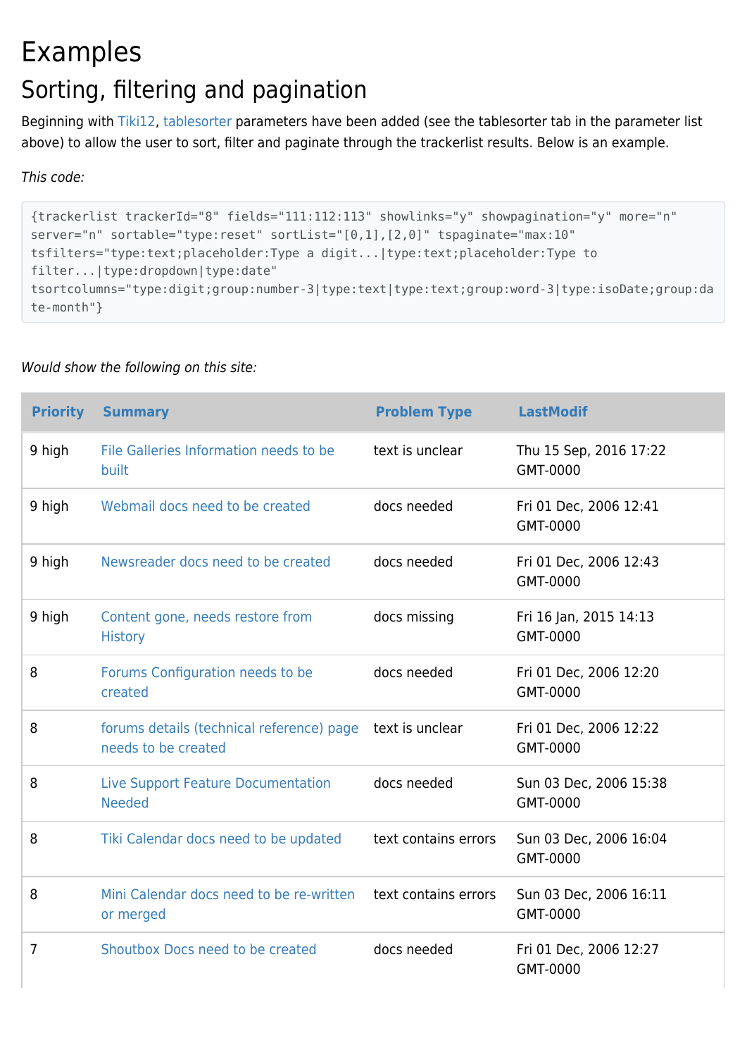# Examples

## Sorting, filtering and pagination

Beginning with Tiki12, tablesorter parameters have been added (see the tablesorter tab in the parameter list above) to allow the user to sort, filter and paginate through the trackerlist results. Below is an example.

*This code:*

```
{trackerlist trackerId="8" fields="111:112:113" showlinks="y" showpagination="y" more="n"
server="n" sortable="type:reset" sortList="[0,1],[2,0]" tspaginate="max:10"
tsfilters="type:text;placeholder:Type a digit...|type:text;placeholder:Type to
filter...|type:dropdown|type:date"
tsortcolumns="type:digit;group:number-3|type:text|type:text;group:word-3|type:isoDate;group:da
te-month"}
```

*Would show the following on this site:*

| Priority | Summary | Problem Type | LastModif |
|---|---|---|---|
| 9 high | File Galleries Information needs to be built | text is unclear | Thu 15 Sep, 2016 17:22 GMT-0000 |
| 9 high | Webmail docs need to be created | docs needed | Fri 01 Dec, 2006 12:41 GMT-0000 |
| 9 high | Newsreader docs need to be created | docs needed | Fri 01 Dec, 2006 12:43 GMT-0000 |
| 9 high | Content gone, needs restore from History | docs missing | Fri 16 Jan, 2015 14:13 GMT-0000 |
| 8 | Forums Configuration needs to be created | docs needed | Fri 01 Dec, 2006 12:20 GMT-0000 |
| 8 | forums details (technical reference) page needs to be created | text is unclear | Fri 01 Dec, 2006 12:22 GMT-0000 |
| 8 | Live Support Feature Documentation Needed | docs needed | Sun 03 Dec, 2006 15:38 GMT-0000 |
| 8 | Tiki Calendar docs need to be updated | text contains errors | Sun 03 Dec, 2006 16:04 GMT-0000 |
| 8 | Mini Calendar docs need to be re-written or merged | text contains errors | Sun 03 Dec, 2006 16:11 GMT-0000 |
| 7 | Shoutbox Docs need to be created | docs needed | Fri 01 Dec, 2006 12:27 GMT-0000 |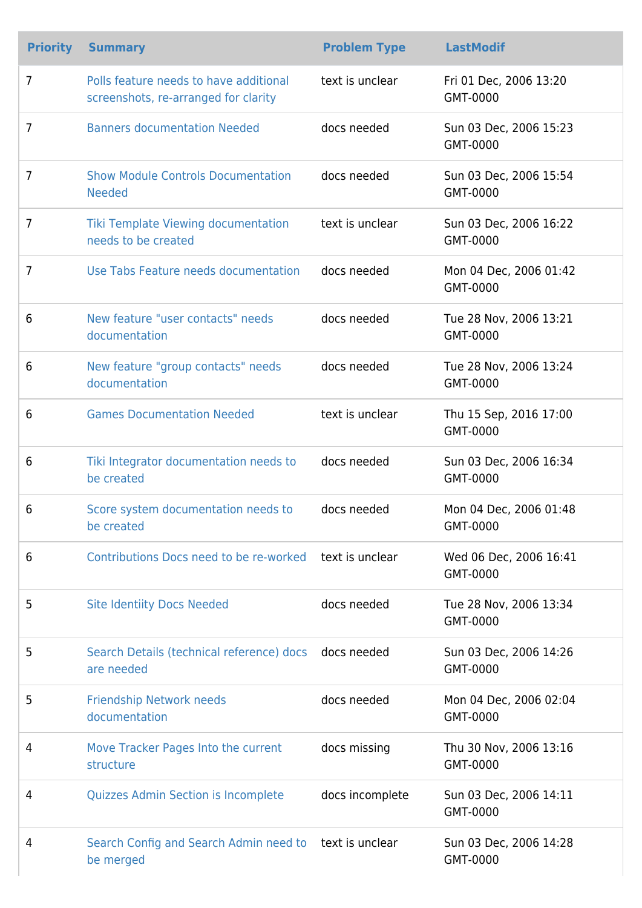| Priority | Summary | Problem Type | LastModif |
|---|---|---|---|
| 7 | Polls feature needs to have additional screenshots, re-arranged for clarity | text is unclear | Fri 01 Dec, 2006 13:20 GMT-0000 |
| 7 | Banners documentation Needed | docs needed | Sun 03 Dec, 2006 15:23 GMT-0000 |
| 7 | Show Module Controls Documentation Needed | docs needed | Sun 03 Dec, 2006 15:54 GMT-0000 |
| 7 | Tiki Template Viewing documentation needs to be created | text is unclear | Sun 03 Dec, 2006 16:22 GMT-0000 |
| 7 | Use Tabs Feature needs documentation | docs needed | Mon 04 Dec, 2006 01:42 GMT-0000 |
| 6 | New feature "user contacts" needs documentation | docs needed | Tue 28 Nov, 2006 13:21 GMT-0000 |
| 6 | New feature "group contacts" needs documentation | docs needed | Tue 28 Nov, 2006 13:24 GMT-0000 |
| 6 | Games Documentation Needed | text is unclear | Thu 15 Sep, 2016 17:00 GMT-0000 |
| 6 | Tiki Integrator documentation needs to be created | docs needed | Sun 03 Dec, 2006 16:34 GMT-0000 |
| 6 | Score system documentation needs to be created | docs needed | Mon 04 Dec, 2006 01:48 GMT-0000 |
| 6 | Contributions Docs need to be re-worked | text is unclear | Wed 06 Dec, 2006 16:41 GMT-0000 |
| 5 | Site Identiity Docs Needed | docs needed | Tue 28 Nov, 2006 13:34 GMT-0000 |
| 5 | Search Details (technical reference) docs are needed | docs needed | Sun 03 Dec, 2006 14:26 GMT-0000 |
| 5 | Friendship Network needs documentation | docs needed | Mon 04 Dec, 2006 02:04 GMT-0000 |
| 4 | Move Tracker Pages Into the current structure | docs missing | Thu 30 Nov, 2006 13:16 GMT-0000 |
| 4 | Quizzes Admin Section is Incomplete | docs incomplete | Sun 03 Dec, 2006 14:11 GMT-0000 |
| 4 | Search Config and Search Admin need to be merged | text is unclear | Sun 03 Dec, 2006 14:28 GMT-0000 |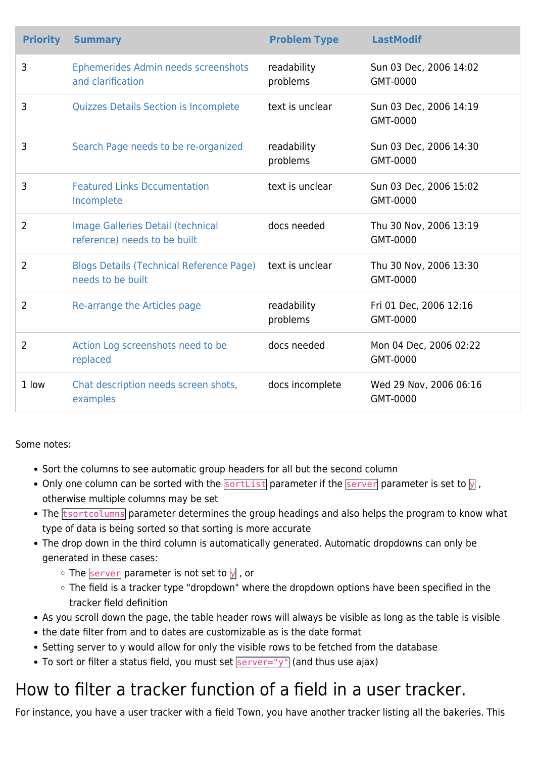| Priority | Summary | Problem Type | LastModif |
|---|---|---|---|
| 3 | Ephemerides Admin needs screenshots and clarification | readability problems | Sun 03 Dec, 2006 14:02 GMT-0000 |
| 3 | Quizzes Details Section is Incomplete | text is unclear | Sun 03 Dec, 2006 14:19 GMT-0000 |
| 3 | Search Page needs to be re-organized | readability problems | Sun 03 Dec, 2006 14:30 GMT-0000 |
| 3 | Featured Links Dccumentation Incomplete | text is unclear | Sun 03 Dec, 2006 15:02 GMT-0000 |
| 2 | Image Galleries Detail (technical reference) needs to be built | docs needed | Thu 30 Nov, 2006 13:19 GMT-0000 |
| 2 | Blogs Details (Technical Reference Page) needs to be built | text is unclear | Thu 30 Nov, 2006 13:30 GMT-0000 |
| 2 | Re-arrange the Articles page | readability problems | Fri 01 Dec, 2006 12:16 GMT-0000 |
| 2 | Action Log screenshots need to be replaced | docs needed | Mon 04 Dec, 2006 02:22 GMT-0000 |
| 1 low | Chat description needs screen shots, examples | docs incomplete | Wed 29 Nov, 2006 06:16 GMT-0000 |

Some notes:

- Sort the columns to see automatic group headers for all but the second column
- Only one column can be sorted with the `sortList` parameter if the `server` parameter is set to `y`, otherwise multiple columns may be set
- The `tsortcolumns` parameter determines the group headings and also helps the program to know what type of data is being sorted so that sorting is more accurate
- The drop down in the third column is automatically generated. Automatic dropdowns can only be generated in these cases:
  - The `server` parameter is not set to `y`, or
  - The field is a tracker type "dropdown" where the dropdown options have been specified in the tracker field definition
- As you scroll down the page, the table header rows will always be visible as long as the table is visible
- the date filter from and to dates are customizable as is the date format
- Setting server to y would allow for only the visible rows to be fetched from the database
- To sort or filter a status field, you must set `server="y"` (and thus use ajax)

# How to filter a tracker function of a field in a user tracker.

For instance, you have a user tracker with a field Town, you have another tracker listing all the bakeries. This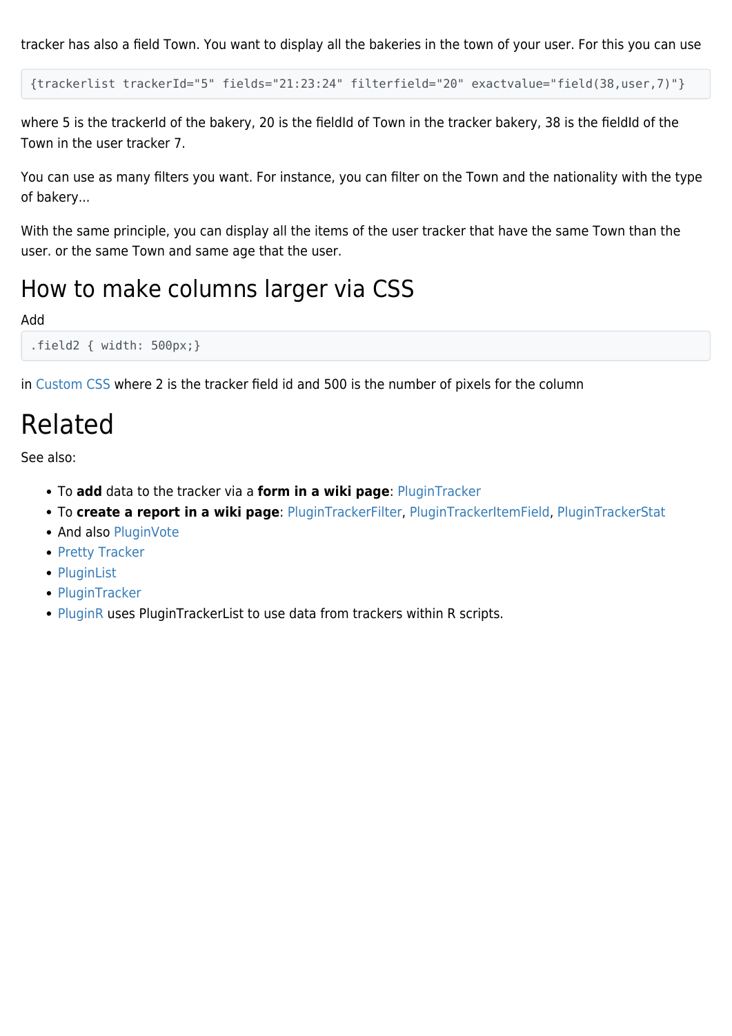tracker has also a field Town. You want to display all the bakeries in the town of your user. For this you can use

```
{trackerlist trackerId="5" fields="21:23:24" filterfield="20" exactvalue="field(38,user,7)"}
```

where 5 is the trackerId of the bakery, 20 is the fieldId of Town in the tracker bakery, 38 is the fieldId of the Town in the user tracker 7.

You can use as many filters you want. For instance, you can filter on the Town and the nationality with the type of bakery...

With the same principle, you can display all the items of the user tracker that have the same Town than the user. or the same Town and same age that the user.

## How to make columns larger via CSS

Add

```
.field2 { width: 500px;}
```

in Custom CSS where 2 is the tracker field id and 500 is the number of pixels for the column

# Related

See also:

- To **add** data to the tracker via a **form in a wiki page**: PluginTracker
- To **create a report in a wiki page**: PluginTrackerFilter, PluginTrackerItemField, PluginTrackerStat
- And also PluginVote
- Pretty Tracker
- PluginList
- PluginTracker
- PluginR uses PluginTrackerList to use data from trackers within R scripts.